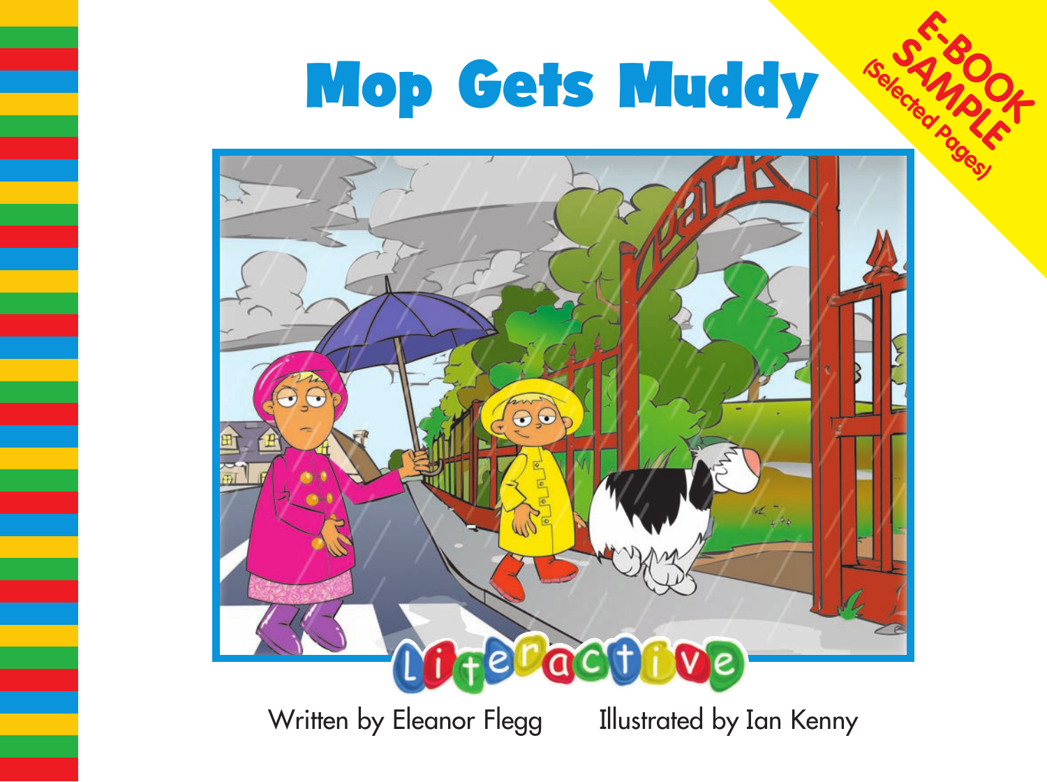# Mop Gets Muddy

E-BOOK SAMPLE (Selected Pages)

Literactive

Written by Eleanor Flegg     Illustrated by Ian Kenny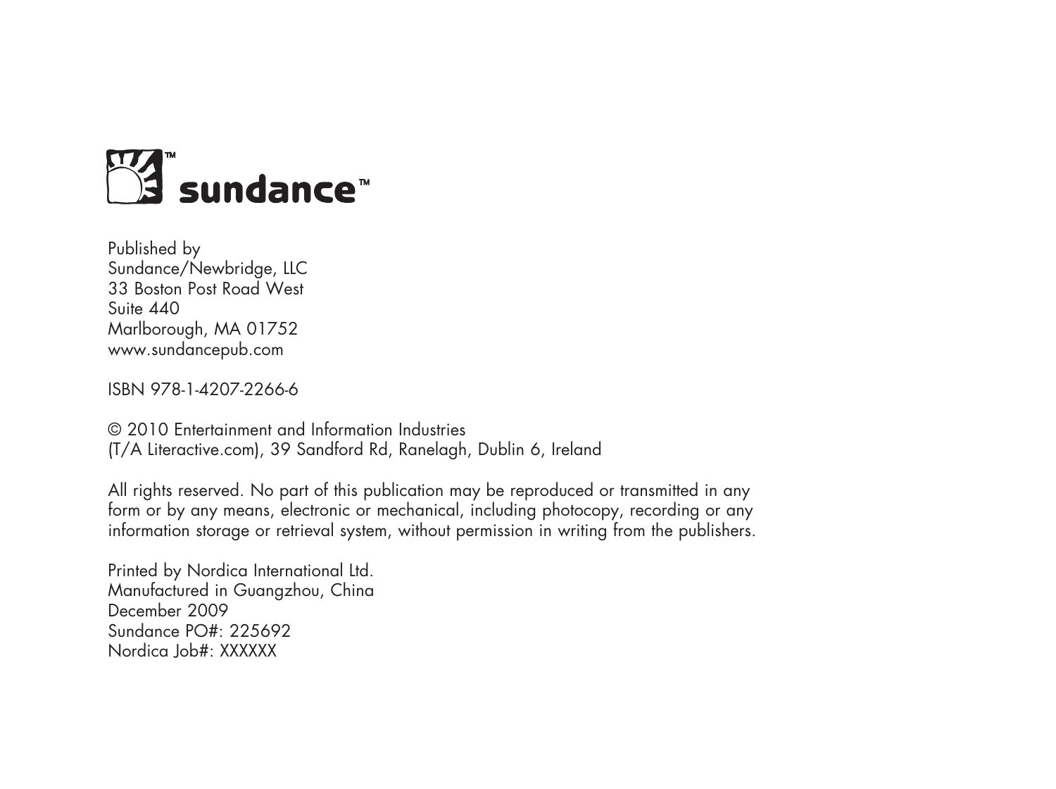sundance™

Published by
Sundance/Newbridge, LLC
33 Boston Post Road West
Suite 440
Marlborough, MA 01752
www.sundancepub.com

ISBN 978-1-4207-2266-6

© 2010 Entertainment and Information Industries
(T/A Literactive.com), 39 Sandford Rd, Ranelagh, Dublin 6, Ireland

All rights reserved. No part of this publication may be reproduced or transmitted in any form or by any means, electronic or mechanical, including photocopy, recording or any information storage or retrieval system, without permission in writing from the publishers.

Printed by Nordica International Ltd.
Manufactured in Guangzhou, China
December 2009
Sundance PO#: 225692
Nordica Job#: XXXXXX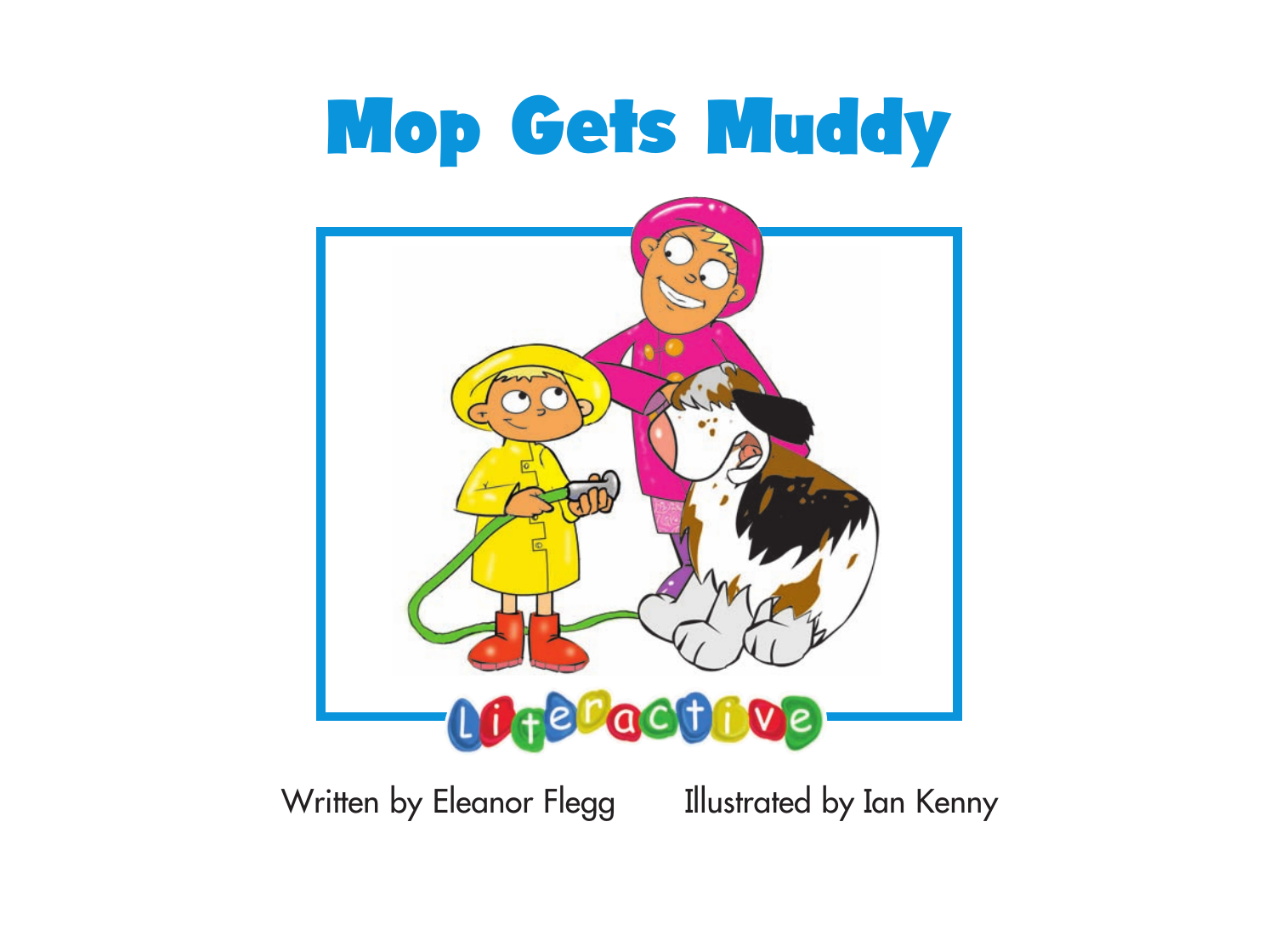# Mop Gets Muddy

Literactive

Written by Eleanor Flegg    Illustrated by Ian Kenny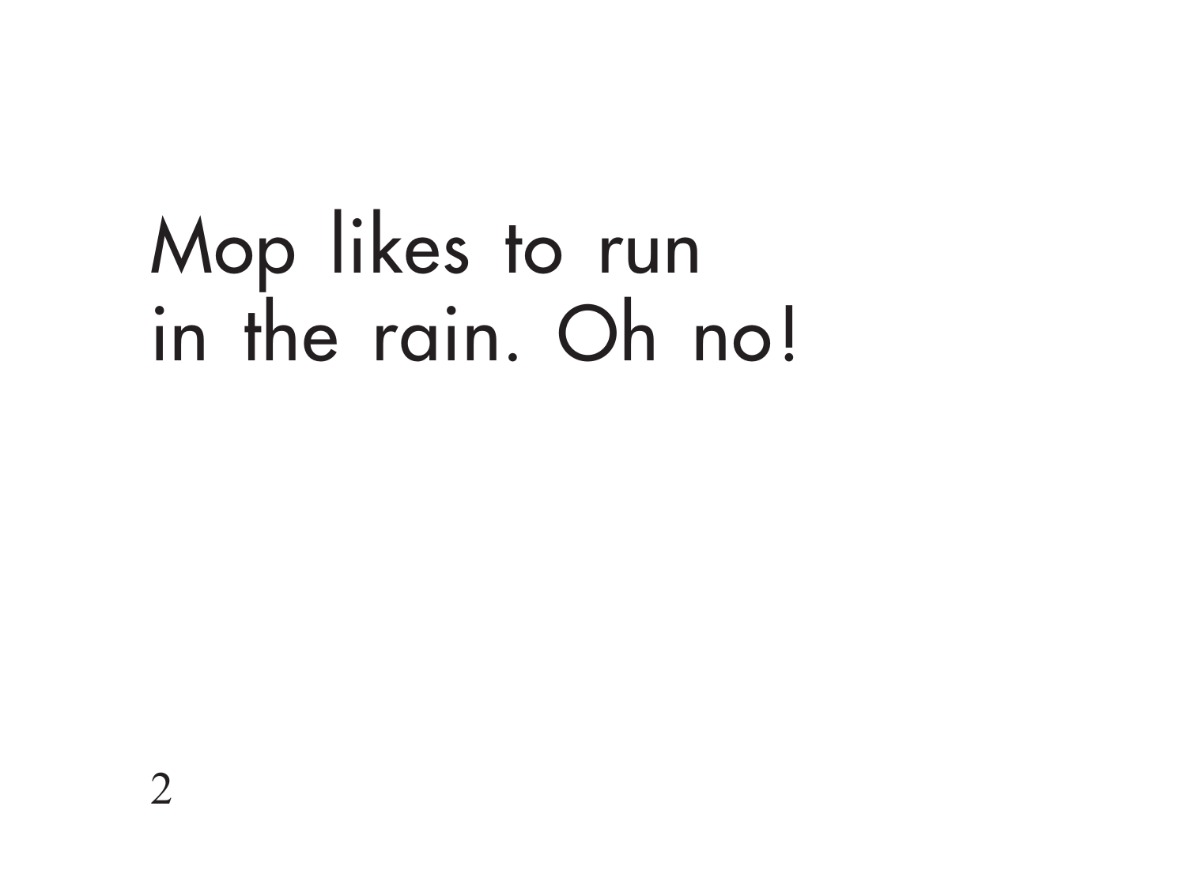Mop likes to run
in the rain. Oh no!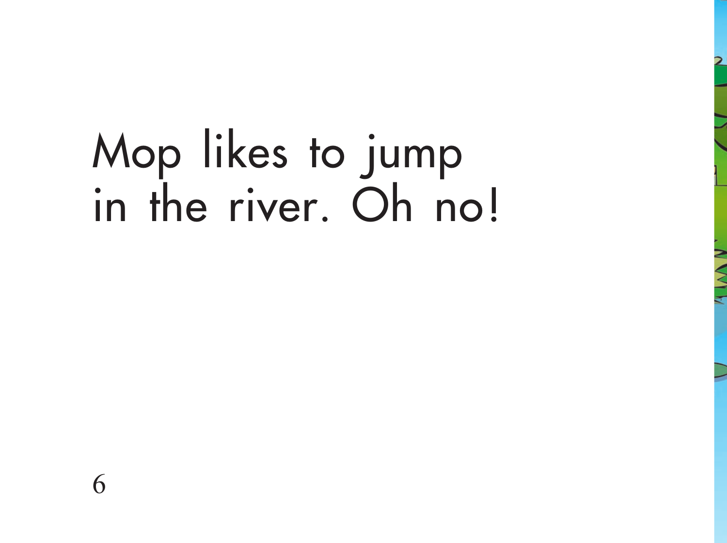Mop likes to jump
in the river. Oh no!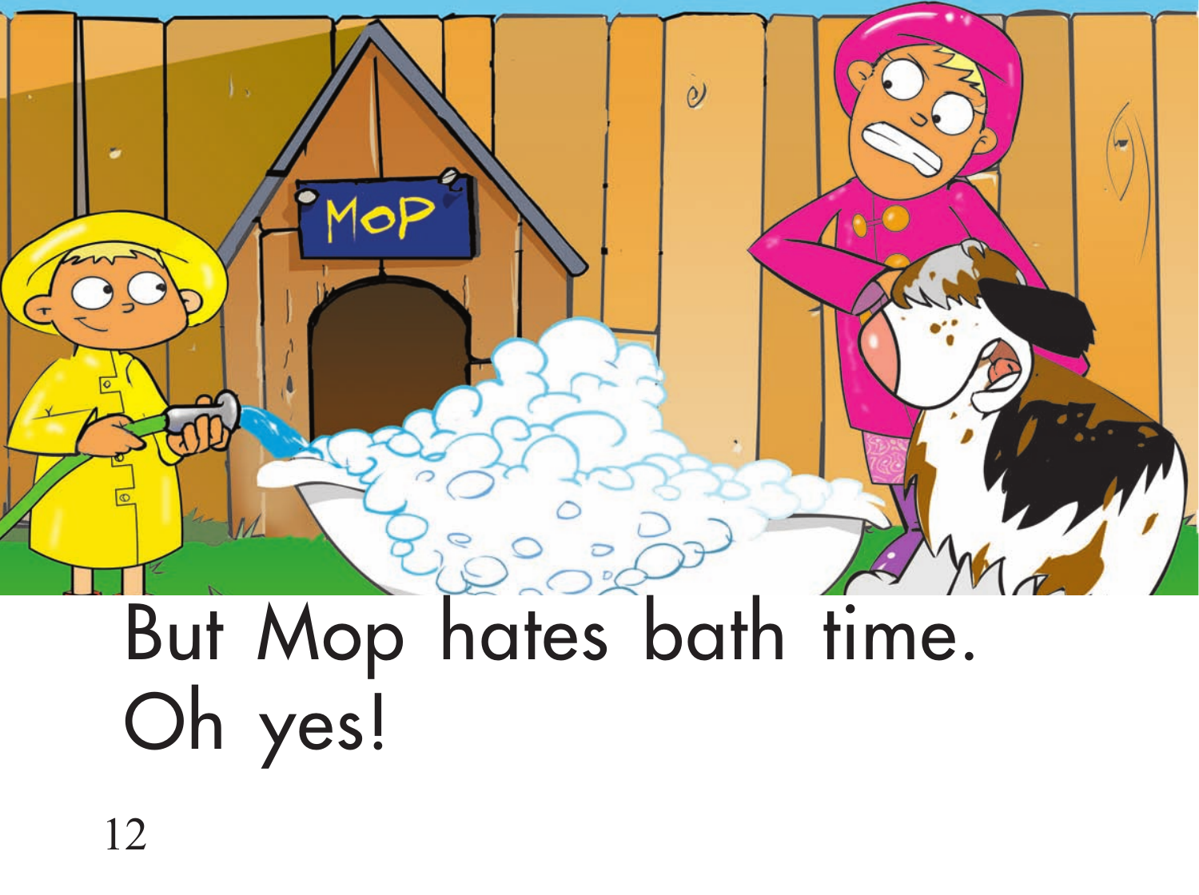But Mop hates bath time.
Oh yes!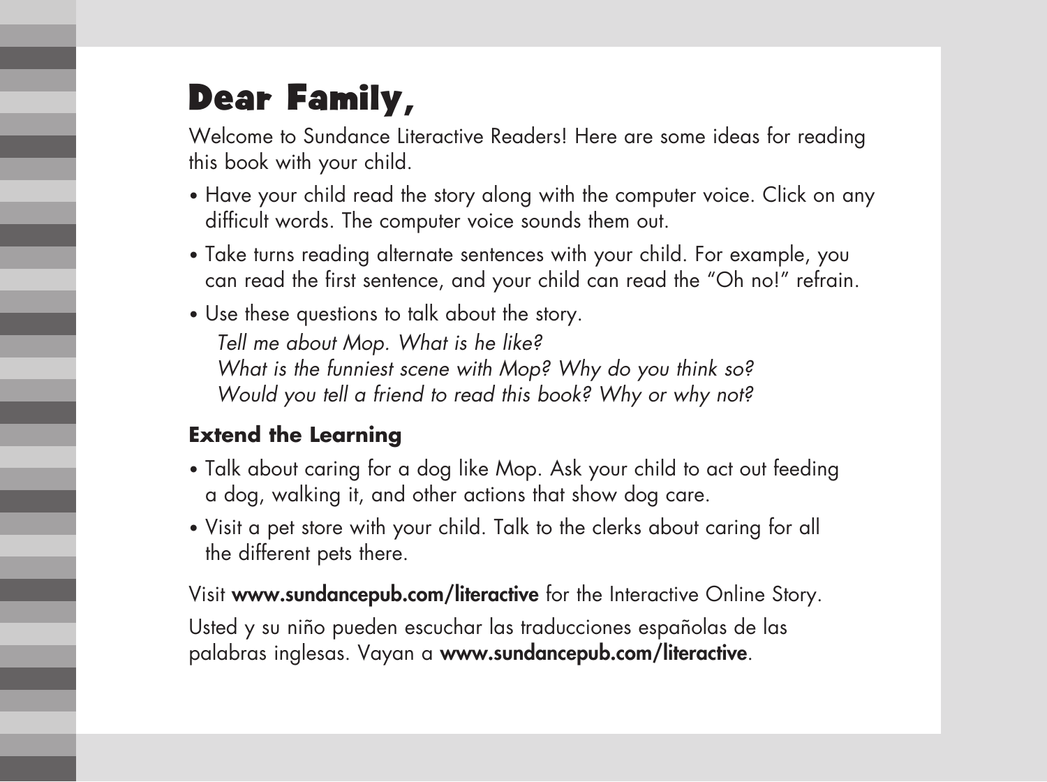# Dear Family,

Welcome to Sundance Literactive Readers! Here are some ideas for reading this book with your child.

- Have your child read the story along with the computer voice. Click on any difficult words. The computer voice sounds them out.
- Take turns reading alternate sentences with your child. For example, you can read the first sentence, and your child can read the "Oh no!" refrain.
- Use these questions to talk about the story.

  *Tell me about Mop. What is he like?*
  *What is the funniest scene with Mop? Why do you think so?*
  *Would you tell a friend to read this book? Why or why not?*

## Extend the Learning

- Talk about caring for a dog like Mop. Ask your child to act out feeding a dog, walking it, and other actions that show dog care.
- Visit a pet store with your child. Talk to the clerks about caring for all the different pets there.

Visit **www.sundancepub.com/literactive** for the Interactive Online Story.

Usted y su niño pueden escuchar las traducciones españolas de las palabras inglesas. Vayan a **www.sundancepub.com/literactive**.